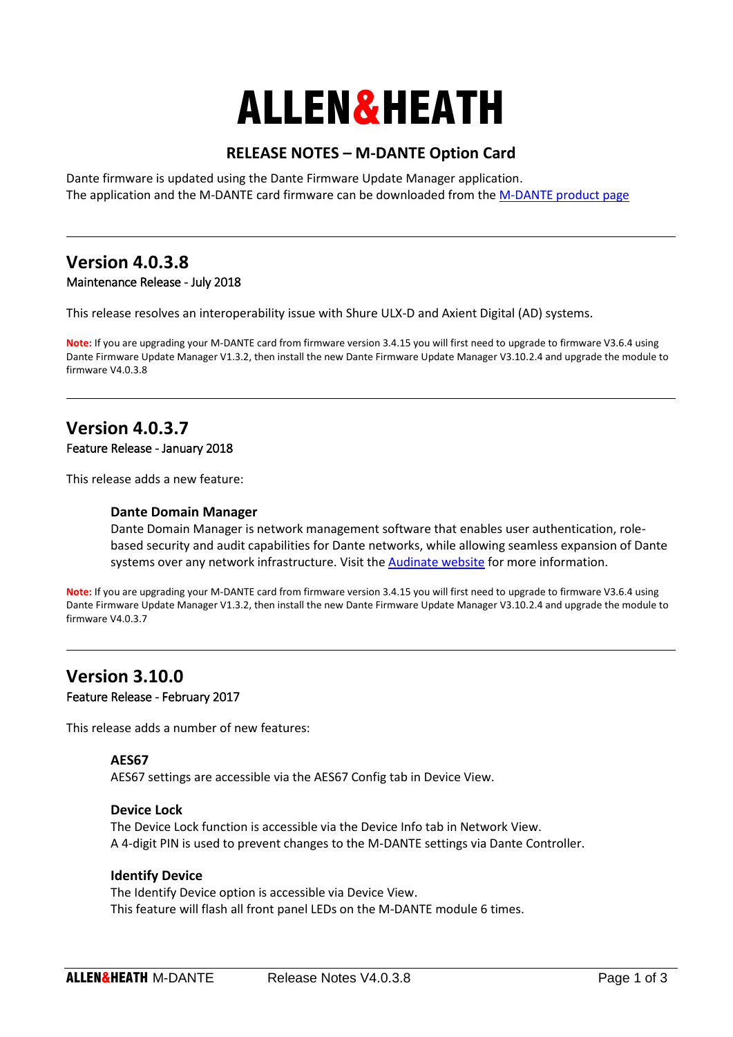# ALLEN&HEATH

## RELEASE NOTES – M-DANTE Option Card

Dante firmware is updated using the Dante Firmware Update Manager application.
The application and the M-DANTE card firmware can be downloaded from the M-DANTE product page

---

## Version 4.0.3.8

Maintenance Release - July 2018

This release resolves an interoperability issue with Shure ULX-D and Axient Digital (AD) systems.

**Note:** If you are upgrading your M-DANTE card from firmware version 3.4.15 you will first need to upgrade to firmware V3.6.4 using Dante Firmware Update Manager V1.3.2, then install the new Dante Firmware Update Manager V3.10.2.4 and upgrade the module to firmware V4.0.3.8

---

## Version 4.0.3.7

Feature Release - January 2018

This release adds a new feature:

### Dante Domain Manager

Dante Domain Manager is network management software that enables user authentication, role-based security and audit capabilities for Dante networks, while allowing seamless expansion of Dante systems over any network infrastructure. Visit the Audinate website for more information.

**Note:** If you are upgrading your M-DANTE card from firmware version 3.4.15 you will first need to upgrade to firmware V3.6.4 using Dante Firmware Update Manager V1.3.2, then install the new Dante Firmware Update Manager V3.10.2.4 and upgrade the module to firmware V4.0.3.7

---

## Version 3.10.0

Feature Release - February 2017

This release adds a number of new features:

### AES67

AES67 settings are accessible via the AES67 Config tab in Device View.

### Device Lock

The Device Lock function is accessible via the Device Info tab in Network View.
A 4-digit PIN is used to prevent changes to the M-DANTE settings via Dante Controller.

### Identify Device

The Identify Device option is accessible via Device View.
This feature will flash all front panel LEDs on the M-DANTE module 6 times.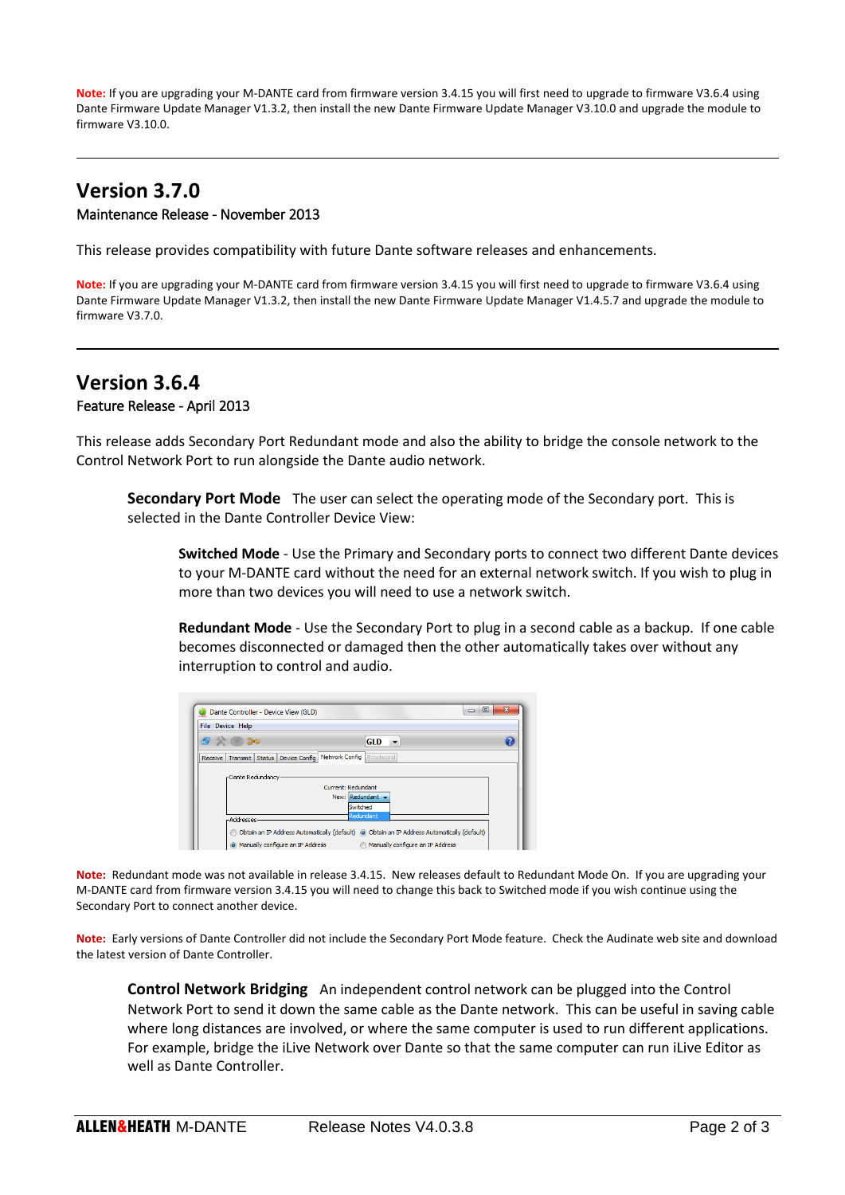**Note:** If you are upgrading your M-DANTE card from firmware version 3.4.15 you will first need to upgrade to firmware V3.6.4 using Dante Firmware Update Manager V1.3.2, then install the new Dante Firmware Update Manager V3.10.0 and upgrade the module to firmware V3.10.0.

---

## Version 3.7.0

Maintenance Release - November 2013

This release provides compatibility with future Dante software releases and enhancements.

**Note:** If you are upgrading your M-DANTE card from firmware version 3.4.15 you will first need to upgrade to firmware V3.6.4 using Dante Firmware Update Manager V1.3.2, then install the new Dante Firmware Update Manager V1.4.5.7 and upgrade the module to firmware V3.7.0.

---

## Version 3.6.4

Feature Release - April 2013

This release adds Secondary Port Redundant mode and also the ability to bridge the console network to the Control Network Port to run alongside the Dante audio network.

**Secondary Port Mode** The user can select the operating mode of the Secondary port. This is selected in the Dante Controller Device View:

**Switched Mode** - Use the Primary and Secondary ports to connect two different Dante devices to your M-DANTE card without the need for an external network switch. If you wish to plug in more than two devices you will need to use a network switch.

**Redundant Mode** - Use the Secondary Port to plug in a second cable as a backup. If one cable becomes disconnected or damaged then the other automatically takes over without any interruption to control and audio.

**Note:** Redundant mode was not available in release 3.4.15. New releases default to Redundant Mode On. If you are upgrading your M-DANTE card from firmware version 3.4.15 you will need to change this back to Switched mode if you wish continue using the Secondary Port to connect another device.

**Note:** Early versions of Dante Controller did not include the Secondary Port Mode feature. Check the Audinate web site and download the latest version of Dante Controller.

**Control Network Bridging** An independent control network can be plugged into the Control Network Port to send it down the same cable as the Dante network. This can be useful in saving cable where long distances are involved, or where the same computer is used to run different applications. For example, bridge the iLive Network over Dante so that the same computer can run iLive Editor as well as Dante Controller.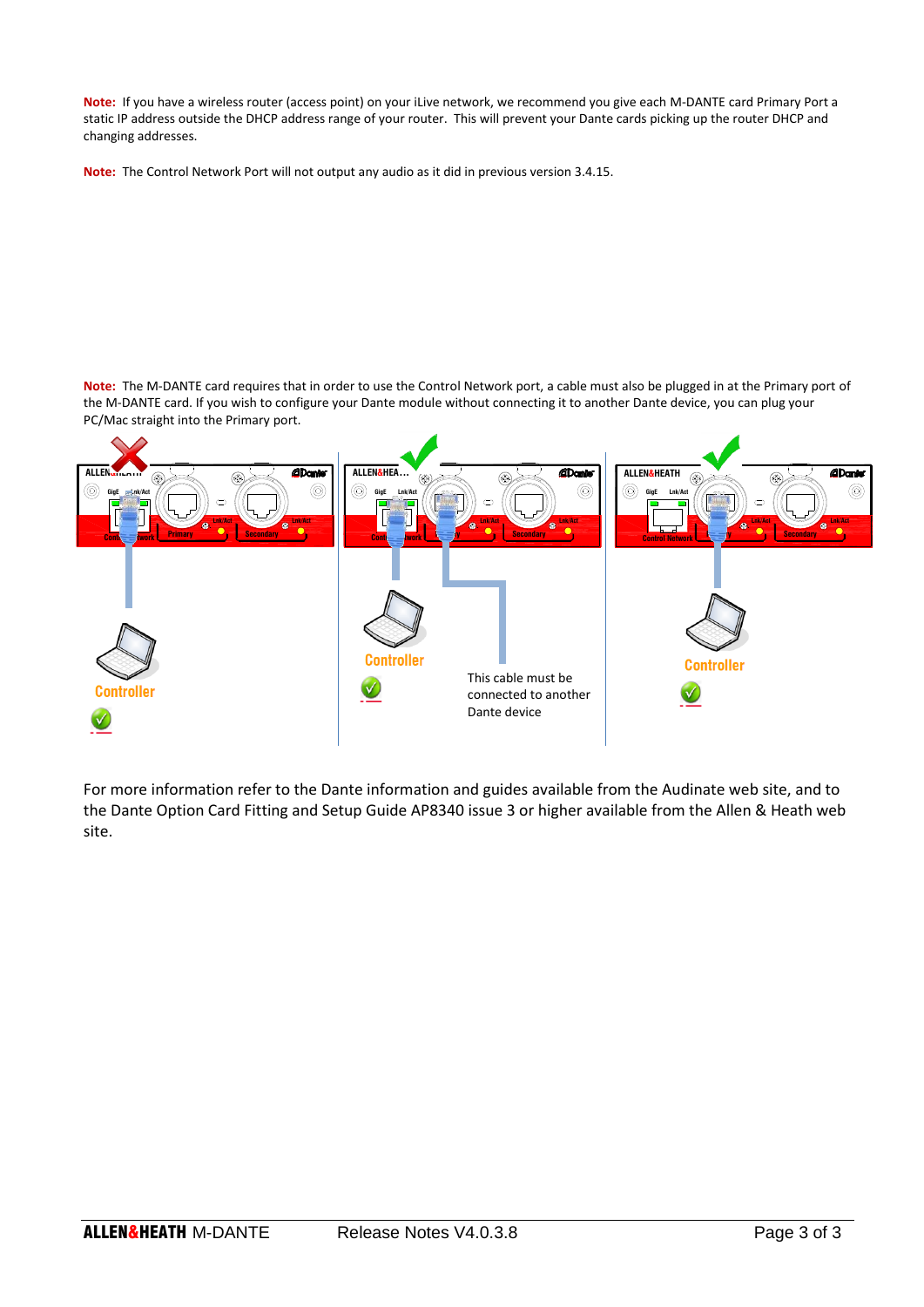**Note:** If you have a wireless router (access point) on your iLive network, we recommend you give each M-DANTE card Primary Port a static IP address outside the DHCP address range of your router. This will prevent your Dante cards picking up the router DHCP and changing addresses.

**Note:** The Control Network Port will not output any audio as it did in previous version 3.4.15.

**Note:** The M-DANTE card requires that in order to use the Control Network port, a cable must also be plugged in at the Primary port of the M-DANTE card. If you wish to configure your Dante module without connecting it to another Dante device, you can plug your PC/Mac straight into the Primary port.

Controller

Controller

This cable must be connected to another Dante device

Controller

For more information refer to the Dante information and guides available from the Audinate web site, and to the Dante Option Card Fitting and Setup Guide AP8340 issue 3 or higher available from the Allen & Heath web site.